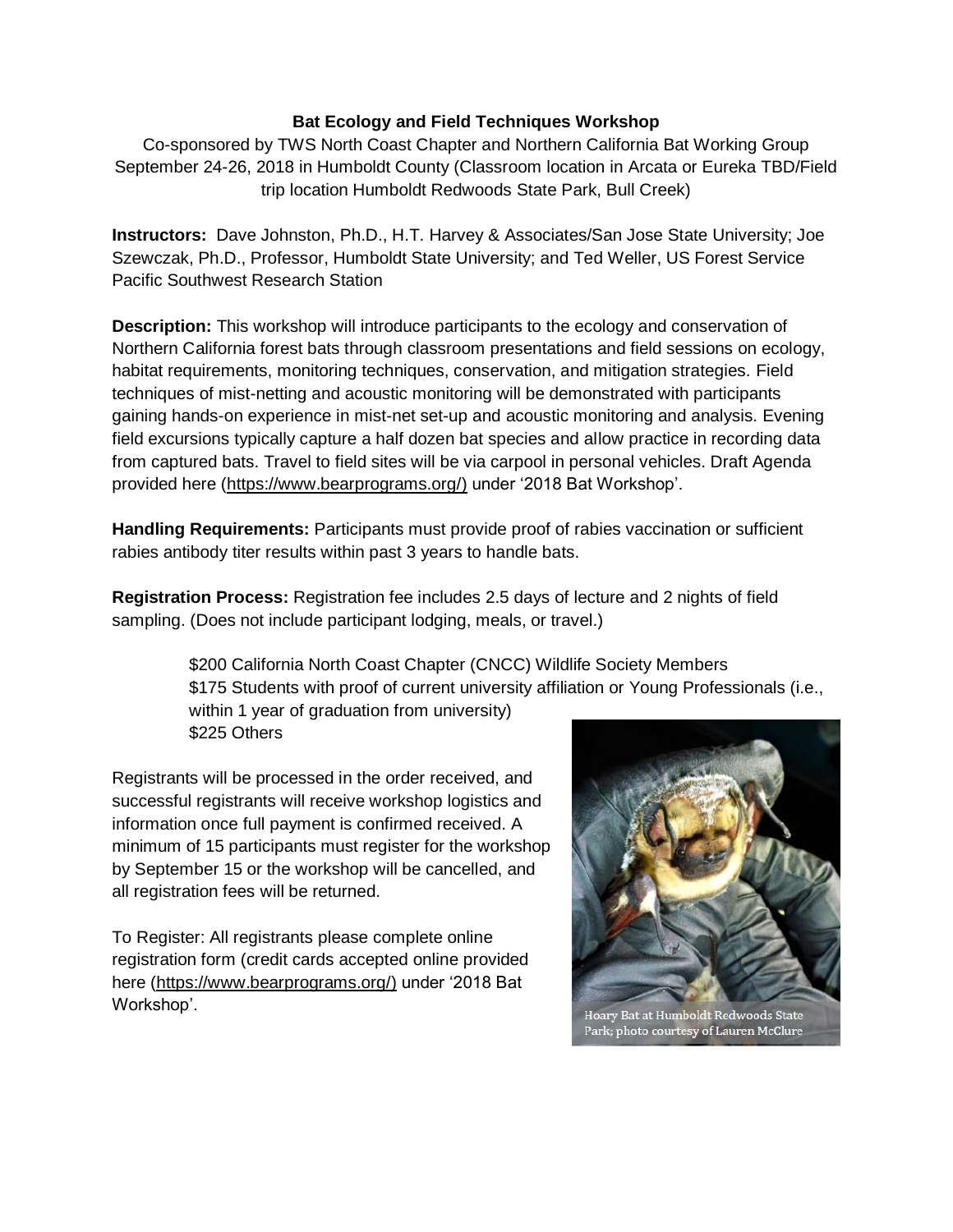**Bat Ecology and Field Techniques Workshop**

Co-sponsored by TWS North Coast Chapter and Northern California Bat Working Group
September 24-26, 2018 in Humboldt County (Classroom location in Arcata or Eureka TBD/Field trip location Humboldt Redwoods State Park, Bull Creek)

**Instructors:** Dave Johnston, Ph.D., H.T. Harvey & Associates/San Jose State University; Joe Szewczak, Ph.D., Professor, Humboldt State University; and Ted Weller, US Forest Service Pacific Southwest Research Station

**Description:** This workshop will introduce participants to the ecology and conservation of Northern California forest bats through classroom presentations and field sessions on ecology, habitat requirements, monitoring techniques, conservation, and mitigation strategies. Field techniques of mist-netting and acoustic monitoring will be demonstrated with participants gaining hands-on experience in mist-net set-up and acoustic monitoring and analysis. Evening field excursions typically capture a half dozen bat species and allow practice in recording data from captured bats. Travel to field sites will be via carpool in personal vehicles. Draft Agenda provided here (https://www.bearprograms.org/) under '2018 Bat Workshop'.

**Handling Requirements:** Participants must provide proof of rabies vaccination or sufficient rabies antibody titer results within past 3 years to handle bats.

**Registration Process:** Registration fee includes 2.5 days of lecture and 2 nights of field sampling. (Does not include participant lodging, meals, or travel.)

> $200 California North Coast Chapter (CNCC) Wildlife Society Members
> $175 Students with proof of current university affiliation or Young Professionals (i.e., within 1 year of graduation from university)
> $225 Others

Registrants will be processed in the order received, and successful registrants will receive workshop logistics and information once full payment is confirmed received. A minimum of 15 participants must register for the workshop by September 15 or the workshop will be cancelled, and all registration fees will be returned.

To Register: All registrants please complete online registration form (credit cards accepted online provided here (https://www.bearprograms.org/) under '2018 Bat Workshop'.

Hoary Bat at Humboldt Redwoods State Park; photo courtesy of Lauren McClure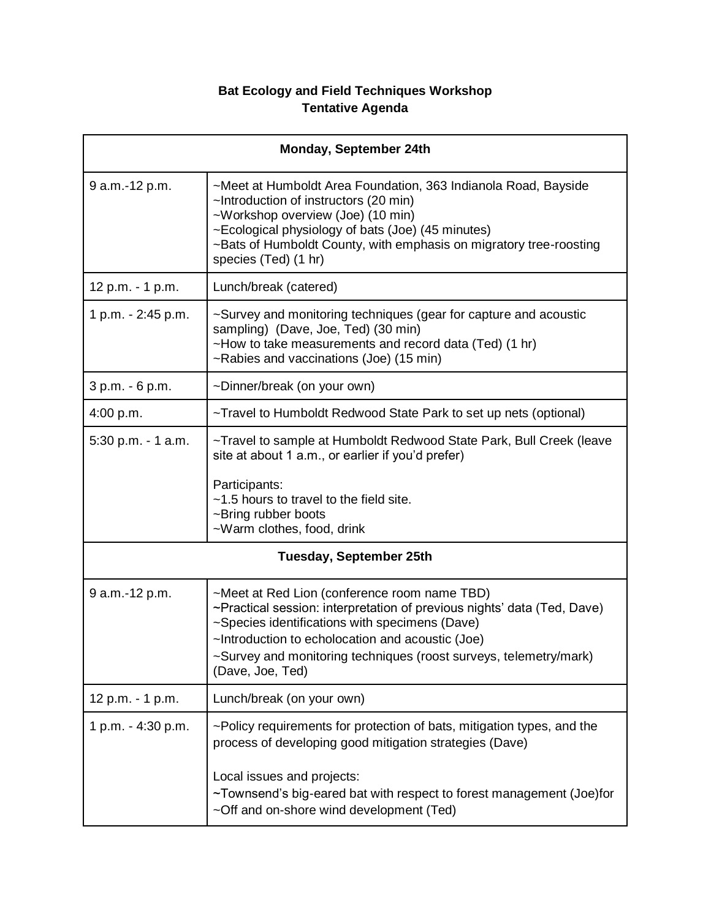**Bat Ecology and Field Techniques Workshop**
**Tentative Agenda**

| **Monday, September 24th** | |
|---|---|
| 9 a.m.-12 p.m. | ~Meet at Humboldt Area Foundation, 363 Indianola Road, Bayside<br>~Introduction of instructors (20 min)<br>~Workshop overview (Joe) (10 min)<br>~Ecological physiology of bats (Joe) (45 minutes)<br>~Bats of Humboldt County, with emphasis on migratory tree-roosting species (Ted) (1 hr) |
| 12 p.m. - 1 p.m. | Lunch/break (catered) |
| 1 p.m. - 2:45 p.m. | ~Survey and monitoring techniques (gear for capture and acoustic sampling) (Dave, Joe, Ted) (30 min)<br>~How to take measurements and record data (Ted) (1 hr)<br>~Rabies and vaccinations (Joe) (15 min) |
| 3 p.m. - 6 p.m. | ~Dinner/break (on your own) |
| 4:00 p.m. | ~Travel to Humboldt Redwood State Park to set up nets (optional) |
| 5:30 p.m. - 1 a.m. | ~Travel to sample at Humboldt Redwood State Park, Bull Creek (leave site at about 1 a.m., or earlier if you'd prefer)<br><br>Participants:<br>~1.5 hours to travel to the field site.<br>~Bring rubber boots<br>~Warm clothes, food, drink |
| **Tuesday, September 25th** | |
| 9 a.m.-12 p.m. | ~Meet at Red Lion (conference room name TBD)<br>~Practical session: interpretation of previous nights' data (Ted, Dave)<br>~Species identifications with specimens (Dave)<br>~Introduction to echolocation and acoustic (Joe)<br>~Survey and monitoring techniques (roost surveys, telemetry/mark) (Dave, Joe, Ted) |
| 12 p.m. - 1 p.m. | Lunch/break (on your own) |
| 1 p.m. - 4:30 p.m. | ~Policy requirements for protection of bats, mitigation types, and the process of developing good mitigation strategies (Dave)<br><br>Local issues and projects:<br>~Townsend's big-eared bat with respect to forest management (Joe)for<br>~Off and on-shore wind development (Ted) |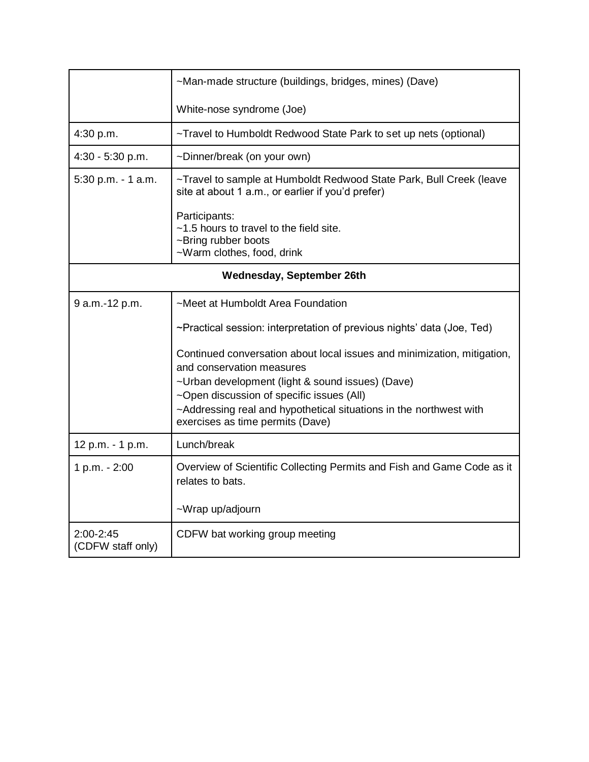| | |
|---|---|
| | ~Man-made structure (buildings, bridges, mines) (Dave)<br><br>White-nose syndrome (Joe) |
| 4:30 p.m. | ~Travel to Humboldt Redwood State Park to set up nets (optional) |
| 4:30 - 5:30 p.m. | ~Dinner/break (on your own) |
| 5:30 p.m. - 1 a.m. | ~Travel to sample at Humboldt Redwood State Park, Bull Creek (leave site at about 1 a.m., or earlier if you'd prefer)<br><br>Participants:<br>~1.5 hours to travel to the field site.<br>~Bring rubber boots<br>~Warm clothes, food, drink |
| **Wednesday, September 26th** | |
| 9 a.m.-12 p.m. | ~Meet at Humboldt Area Foundation<br><br>~Practical session: interpretation of previous nights' data (Joe, Ted)<br><br>Continued conversation about local issues and minimization, mitigation, and conservation measures<br>~Urban development (light & sound issues) (Dave)<br>~Open discussion of specific issues (All)<br>~Addressing real and hypothetical situations in the northwest with exercises as time permits (Dave) |
| 12 p.m. - 1 p.m. | Lunch/break |
| 1 p.m. - 2:00 | Overview of Scientific Collecting Permits and Fish and Game Code as it relates to bats.<br><br>~Wrap up/adjourn |
| 2:00-2:45 (CDFW staff only) | CDFW bat working group meeting |